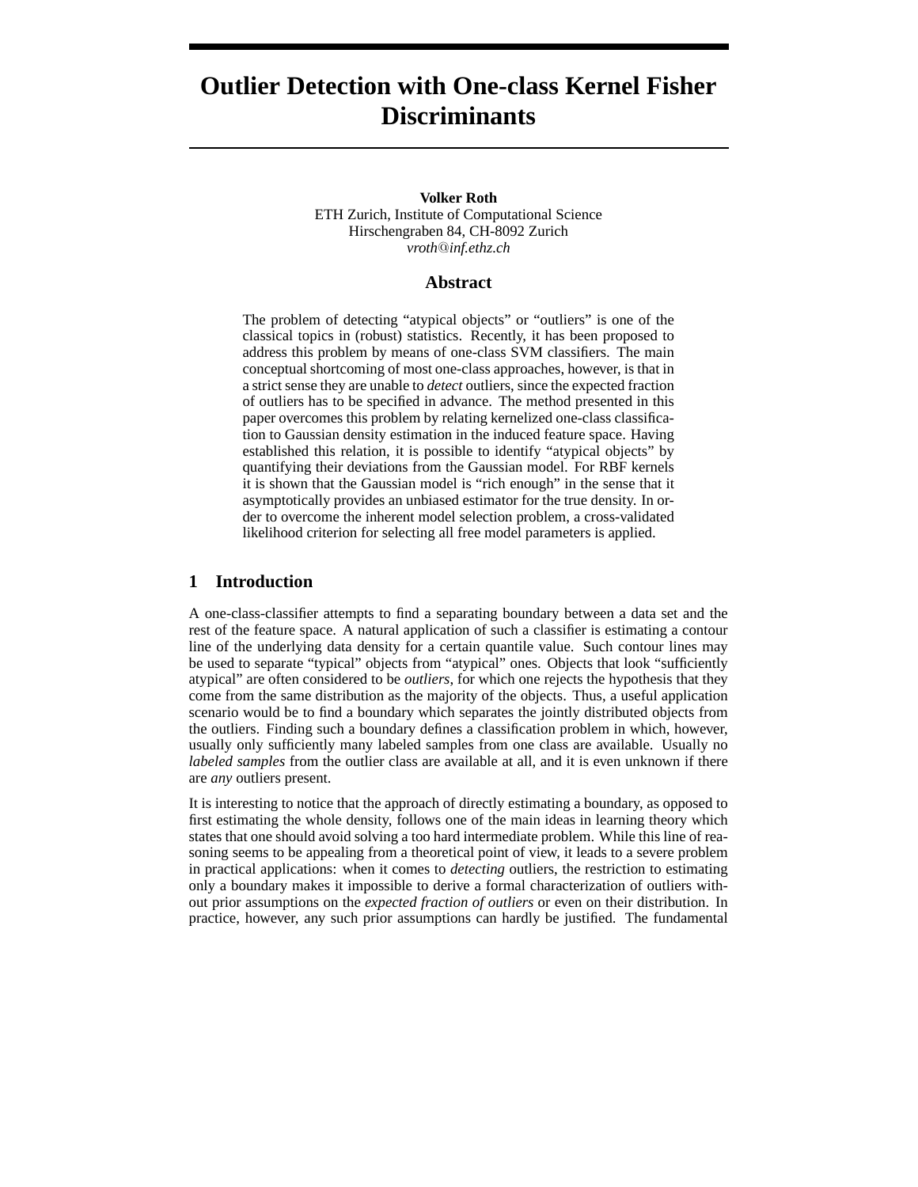# Outlier Detection with One-class Kernel Fisher Discriminants

**Volker Roth**
ETH Zurich, Institute of Computational Science
Hirschengraben 84, CH-8092 Zurich
*vroth@inf.ethz.ch*

## Abstract

The problem of detecting "atypical objects" or "outliers" is one of the classical topics in (robust) statistics. Recently, it has been proposed to address this problem by means of one-class SVM classifiers. The main conceptual shortcoming of most one-class approaches, however, is that in a strict sense they are unable to *detect* outliers, since the expected fraction of outliers has to be specified in advance. The method presented in this paper overcomes this problem by relating kernelized one-class classification to Gaussian density estimation in the induced feature space. Having established this relation, it is possible to identify "atypical objects" by quantifying their deviations from the Gaussian model. For RBF kernels it is shown that the Gaussian model is "rich enough" in the sense that it asymptotically provides an unbiased estimator for the true density. In order to overcome the inherent model selection problem, a cross-validated likelihood criterion for selecting all free model parameters is applied.

## 1 Introduction

A one-class-classifier attempts to find a separating boundary between a data set and the rest of the feature space. A natural application of such a classifier is estimating a contour line of the underlying data density for a certain quantile value. Such contour lines may be used to separate "typical" objects from "atypical" ones. Objects that look "sufficiently atypical" are often considered to be *outliers*, for which one rejects the hypothesis that they come from the same distribution as the majority of the objects. Thus, a useful application scenario would be to find a boundary which separates the jointly distributed objects from the outliers. Finding such a boundary defines a classification problem in which, however, usually only sufficiently many labeled samples from one class are available. Usually no *labeled samples* from the outlier class are available at all, and it is even unknown if there are *any* outliers present.

It is interesting to notice that the approach of directly estimating a boundary, as opposed to first estimating the whole density, follows one of the main ideas in learning theory which states that one should avoid solving a too hard intermediate problem. While this line of reasoning seems to be appealing from a theoretical point of view, it leads to a severe problem in practical applications: when it comes to *detecting* outliers, the restriction to estimating only a boundary makes it impossible to derive a formal characterization of outliers without prior assumptions on the *expected fraction of outliers* or even on their distribution. In practice, however, any such prior assumptions can hardly be justified. The fundamental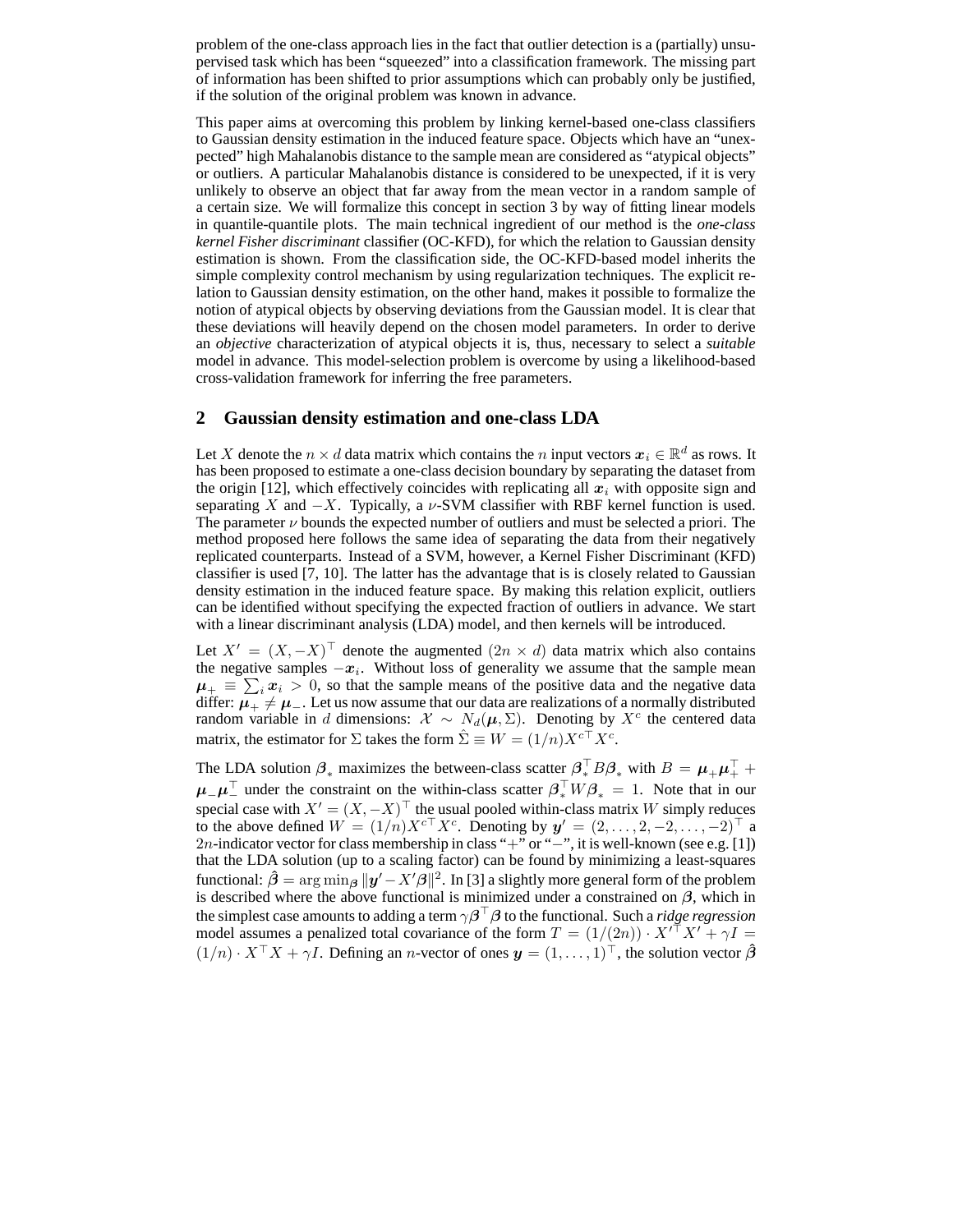problem of the one-class approach lies in the fact that outlier detection is a (partially) unsupervised task which has been "squeezed" into a classification framework. The missing part of information has been shifted to prior assumptions which can probably only be justified, if the solution of the original problem was known in advance.

This paper aims at overcoming this problem by linking kernel-based one-class classifiers to Gaussian density estimation in the induced feature space. Objects which have an "unexpected" high Mahalanobis distance to the sample mean are considered as "atypical objects" or outliers. A particular Mahalanobis distance is considered to be unexpected, if it is very unlikely to observe an object that far away from the mean vector in a random sample of a certain size. We will formalize this concept in section 3 by way of fitting linear models in quantile-quantile plots. The main technical ingredient of our method is the *one-class kernel Fisher discriminant* classifier (OC-KFD), for which the relation to Gaussian density estimation is shown. From the classification side, the OC-KFD-based model inherits the simple complexity control mechanism by using regularization techniques. The explicit relation to Gaussian density estimation, on the other hand, makes it possible to formalize the notion of atypical objects by observing deviations from the Gaussian model. It is clear that these deviations will heavily depend on the chosen model parameters. In order to derive an *objective* characterization of atypical objects it is, thus, necessary to select a *suitable* model in advance. This model-selection problem is overcome by using a likelihood-based cross-validation framework for inferring the free parameters.

## 2 Gaussian density estimation and one-class LDA

Let $X$ denote the $n \times d$ data matrix which contains the $n$ input vectors $\boldsymbol{x}_i \in \mathbb{R}^d$ as rows. It has been proposed to estimate a one-class decision boundary by separating the dataset from the origin [12], which effectively coincides with replicating all $\boldsymbol{x}_i$ with opposite sign and separating $X$ and $-X$. Typically, a $\nu$-SVM classifier with RBF kernel function is used. The parameter $\nu$ bounds the expected number of outliers and must be selected a priori. The method proposed here follows the same idea of separating the data from their negatively replicated counterparts. Instead of a SVM, however, a Kernel Fisher Discriminant (KFD) classifier is used [7, 10]. The latter has the advantage that is is closely related to Gaussian density estimation in the induced feature space. By making this relation explicit, outliers can be identified without specifying the expected fraction of outliers in advance. We start with a linear discriminant analysis (LDA) model, and then kernels will be introduced.

Let $X' = (X, -X)^\top$ denote the augmented $(2n \times d)$ data matrix which also contains the negative samples $-\boldsymbol{x}_i$. Without loss of generality we assume that the sample mean $\boldsymbol{\mu}_+ \equiv \sum_i \boldsymbol{x}_i > 0$, so that the sample means of the positive data and the negative data differ: $\boldsymbol{\mu}_+ \neq \boldsymbol{\mu}_-$. Let us now assume that our data are realizations of a normally distributed random variable in $d$ dimensions: $\mathcal{X} \sim N_d(\boldsymbol{\mu}, \Sigma)$. Denoting by $X^c$ the centered data matrix, the estimator for $\Sigma$ takes the form $\hat{\Sigma} \equiv W = (1/n) X^{c\top} X^c$.

The LDA solution $\boldsymbol{\beta}_*$ maximizes the between-class scatter $\boldsymbol{\beta}_*^\top B \boldsymbol{\beta}_*$ with $B = \boldsymbol{\mu}_+ \boldsymbol{\mu}_+^\top + \boldsymbol{\mu}_- \boldsymbol{\mu}_-^\top$ under the constraint on the within-class scatter $\boldsymbol{\beta}_*^\top W \boldsymbol{\beta}_* = 1$. Note that in our special case with $X' = (X, -X)^\top$ the usual pooled within-class matrix $W$ simply reduces to the above defined $W = (1/n) X^{c\top} X^c$. Denoting by $\boldsymbol{y}' = (2, \ldots, 2, -2, \ldots, -2)^\top$ a $2n$-indicator vector for class membership in class "+" or "−", it is well-known (see e.g. [1]) that the LDA solution (up to a scaling factor) can be found by minimizing a least-squares functional: $\hat{\boldsymbol{\beta}} = \arg\min_{\boldsymbol{\beta}} \|\boldsymbol{y}' - X' \boldsymbol{\beta}\|^2$. In [3] a slightly more general form of the problem is described where the above functional is minimized under a constrained on $\boldsymbol{\beta}$, which in the simplest case amounts to adding a term $\gamma \boldsymbol{\beta}^\top \boldsymbol{\beta}$ to the functional. Such a *ridge regression* model assumes a penalized total covariance of the form $T = (1/(2n)) \cdot X'^\top X' + \gamma I = (1/n) \cdot X^\top X + \gamma I$. Defining an $n$-vector of ones $\boldsymbol{y} = (1, \ldots, 1)^\top$, the solution vector $\hat{\boldsymbol{\beta}}$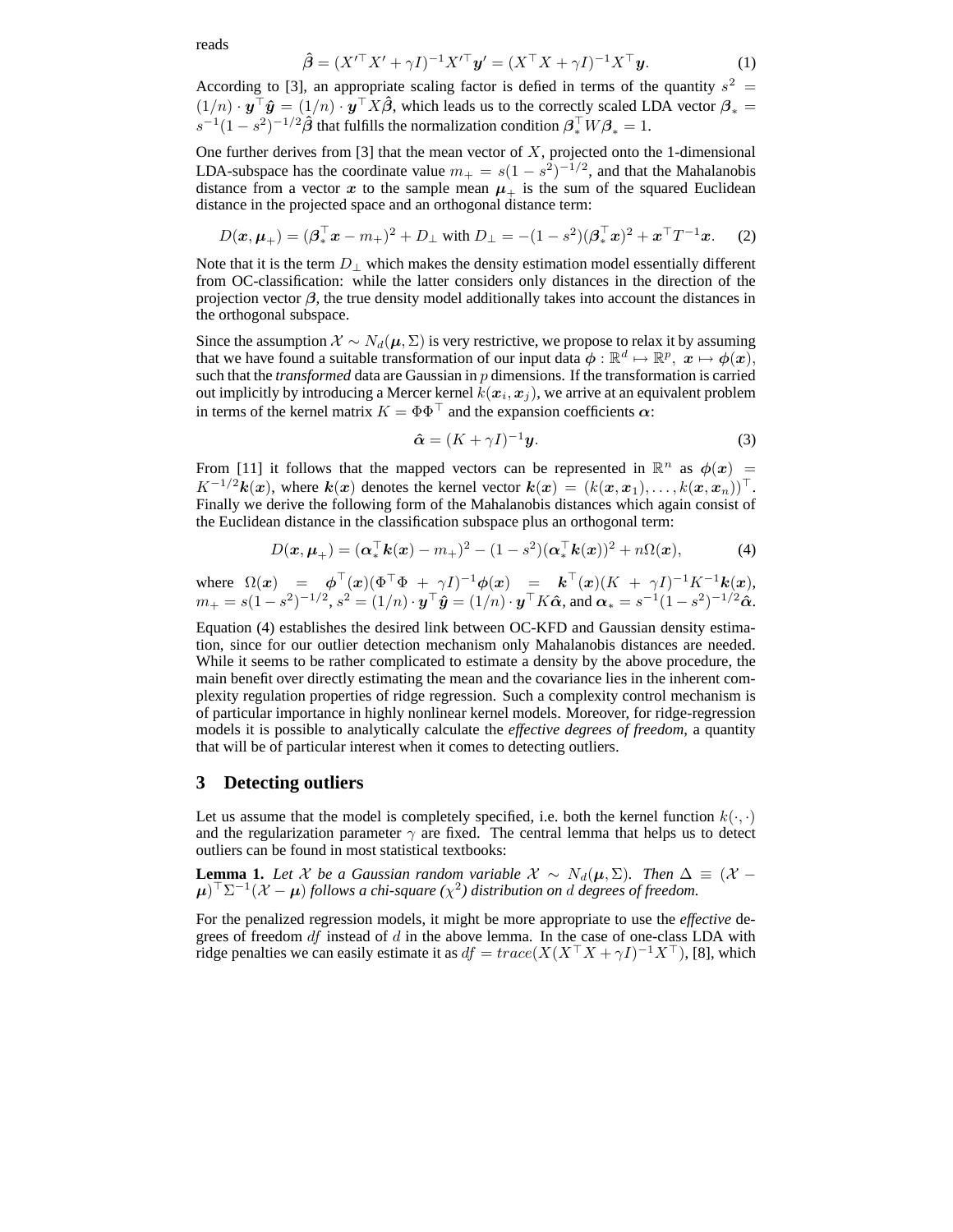reads

$$\hat{\boldsymbol{\beta}} = (X'^{\top}X' + \gamma I)^{-1}X'^{\top}\boldsymbol{y}' = (X^{\top}X + \gamma I)^{-1}X^{\top}\boldsymbol{y}. \tag{1}$$

According to [3], an appropriate scaling factor is defied in terms of the quantity $s^2 = (1/n) \cdot \boldsymbol{y}^{\top}\hat{\boldsymbol{y}} = (1/n) \cdot \boldsymbol{y}^{\top}X\hat{\boldsymbol{\beta}}$, which leads us to the correctly scaled LDA vector $\boldsymbol{\beta}_* = s^{-1}(1-s^2)^{-1/2}\hat{\boldsymbol{\beta}}$ that fulfills the normalization condition $\boldsymbol{\beta}_*^{\top}W\boldsymbol{\beta}_* = 1$.

One further derives from [3] that the mean vector of $X$, projected onto the 1-dimensional LDA-subspace has the coordinate value $m_+ = s(1-s^2)^{-1/2}$, and that the Mahalanobis distance from a vector $\boldsymbol{x}$ to the sample mean $\boldsymbol{\mu}_+$ is the sum of the squared Euclidean distance in the projected space and an orthogonal distance term:

$$D(\boldsymbol{x}, \boldsymbol{\mu}_+) = (\boldsymbol{\beta}_*^{\top}\boldsymbol{x} - m_+)^2 + D_\perp \text{ with } D_\perp = -(1-s^2)(\boldsymbol{\beta}_*^{\top}\boldsymbol{x})^2 + \boldsymbol{x}^{\top}T^{-1}\boldsymbol{x}. \tag{2}$$

Note that it is the term $D_\perp$ which makes the density estimation model essentially different from OC-classification: while the latter considers only distances in the direction of the projection vector $\boldsymbol{\beta}$, the true density model additionally takes into account the distances in the orthogonal subspace.

Since the assumption $\mathcal{X} \sim N_d(\boldsymbol{\mu}, \Sigma)$ is very restrictive, we propose to relax it by assuming that we have found a suitable transformation of our input data $\boldsymbol{\phi} : \mathbb{R}^d \mapsto \mathbb{R}^p,\ \boldsymbol{x} \mapsto \boldsymbol{\phi}(\boldsymbol{x})$, such that the *transformed* data are Gaussian in $p$ dimensions. If the transformation is carried out implicitly by introducing a Mercer kernel $k(\boldsymbol{x}_i, \boldsymbol{x}_j)$, we arrive at an equivalent problem in terms of the kernel matrix $K = \Phi\Phi^{\top}$ and the expansion coefficients $\boldsymbol{\alpha}$:

$$\hat{\boldsymbol{\alpha}} = (K + \gamma I)^{-1}\boldsymbol{y}. \tag{3}$$

From [11] it follows that the mapped vectors can be represented in $\mathbb{R}^n$ as $\boldsymbol{\phi}(\boldsymbol{x}) = K^{-1/2}\boldsymbol{k}(\boldsymbol{x})$, where $\boldsymbol{k}(\boldsymbol{x})$ denotes the kernel vector $\boldsymbol{k}(\boldsymbol{x}) = (k(\boldsymbol{x}, \boldsymbol{x}_1), \ldots, k(\boldsymbol{x}, \boldsymbol{x}_n))^{\top}$. Finally we derive the following form of the Mahalanobis distances which again consist of the Euclidean distance in the classification subspace plus an orthogonal term:

$$D(\boldsymbol{x}, \boldsymbol{\mu}_+) = (\boldsymbol{\alpha}_*^{\top}\boldsymbol{k}(\boldsymbol{x}) - m_+)^2 - (1-s^2)(\boldsymbol{\alpha}_*^{\top}\boldsymbol{k}(\boldsymbol{x}))^2 + n\Omega(\boldsymbol{x}), \tag{4}$$

where $\Omega(\boldsymbol{x}) = \boldsymbol{\phi}^{\top}(\boldsymbol{x})(\Phi^{\top}\Phi + \gamma I)^{-1}\boldsymbol{\phi}(\boldsymbol{x}) = \boldsymbol{k}^{\top}(\boldsymbol{x})(K + \gamma I)^{-1}K^{-1}\boldsymbol{k}(\boldsymbol{x})$, $m_+ = s(1-s^2)^{-1/2}$, $s^2 = (1/n) \cdot \boldsymbol{y}^{\top}\hat{\boldsymbol{y}} = (1/n) \cdot \boldsymbol{y}^{\top}K\hat{\boldsymbol{\alpha}}$, and $\boldsymbol{\alpha}_* = s^{-1}(1-s^2)^{-1/2}\hat{\boldsymbol{\alpha}}$.

Equation (4) establishes the desired link between OC-KFD and Gaussian density estimation, since for our outlier detection mechanism only Mahalanobis distances are needed. While it seems to be rather complicated to estimate a density by the above procedure, the main benefit over directly estimating the mean and the covariance lies in the inherent complexity regulation properties of ridge regression. Such a complexity control mechanism is of particular importance in highly nonlinear kernel models. Moreover, for ridge-regression models it is possible to analytically calculate the *effective degrees of freedom*, a quantity that will be of particular interest when it comes to detecting outliers.

## 3 Detecting outliers

Let us assume that the model is completely specified, i.e. both the kernel function $k(\cdot, \cdot)$ and the regularization parameter $\gamma$ are fixed. The central lemma that helps us to detect outliers can be found in most statistical textbooks:

**Lemma 1.** *Let $\mathcal{X}$ be a Gaussian random variable $\mathcal{X} \sim N_d(\boldsymbol{\mu}, \Sigma)$. Then $\Delta \equiv (\mathcal{X} - \boldsymbol{\mu})^{\top}\Sigma^{-1}(\mathcal{X} - \boldsymbol{\mu})$ follows a chi-square ($\chi^2$) distribution on $d$ degrees of freedom.*

For the penalized regression models, it might be more appropriate to use the *effective* degrees of freedom $df$ instead of $d$ in the above lemma. In the case of one-class LDA with ridge penalties we can easily estimate it as $df = trace(X(X^{\top}X + \gamma I)^{-1}X^{\top})$, [8], which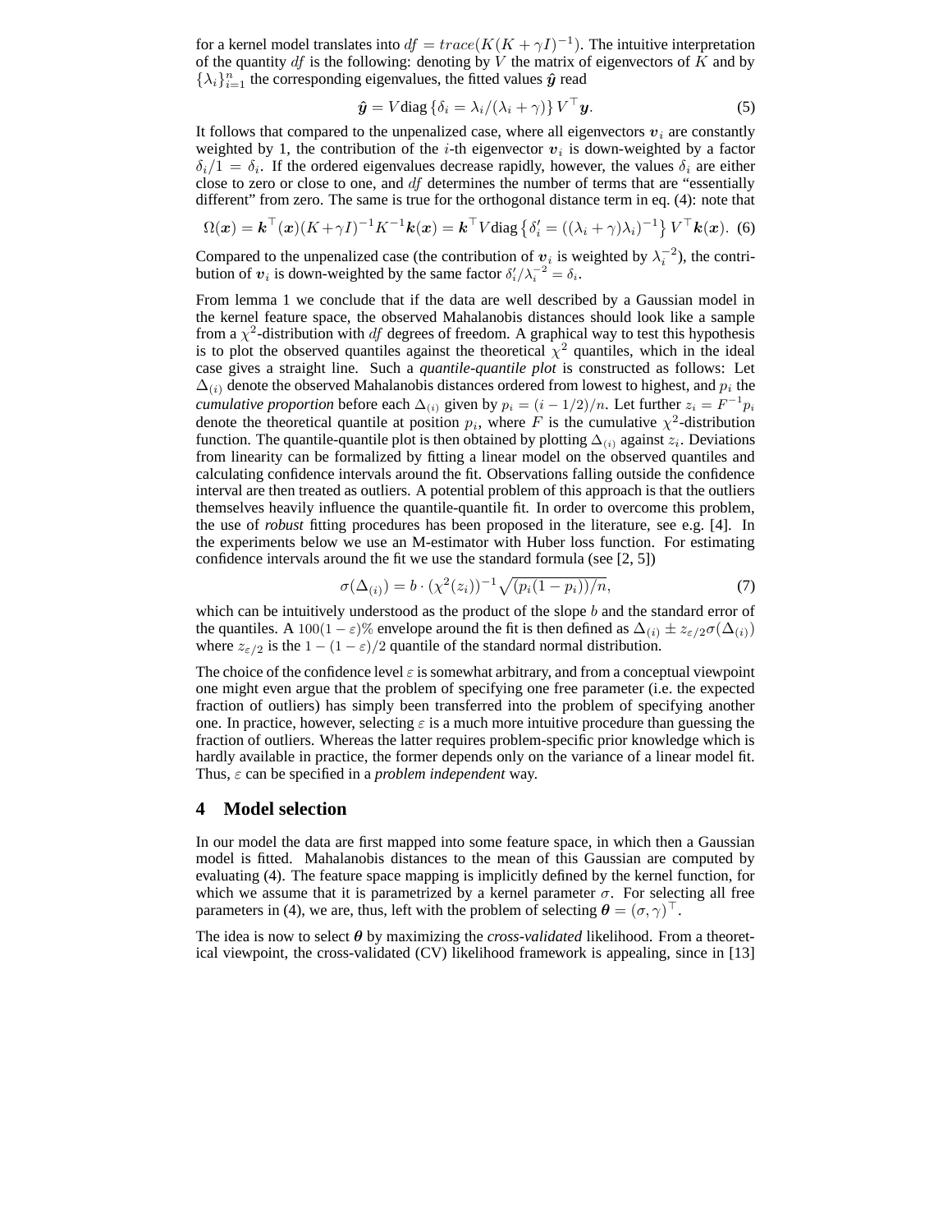for a kernel model translates into $df = trace(K(K + \gamma I)^{-1})$. The intuitive interpretation of the quantity $df$ is the following: denoting by $V$ the matrix of eigenvectors of $K$ and by $\{\lambda_i\}_{i=1}^n$ the corresponding eigenvalues, the fitted values $\hat{\boldsymbol{y}}$ read

$$\hat{\boldsymbol{y}} = V \text{diag}\left\{\delta_i = \lambda_i/(\lambda_i + \gamma)\right\} V^\top \boldsymbol{y}. \tag{5}$$

It follows that compared to the unpenalized case, where all eigenvectors $\boldsymbol{v}_i$ are constantly weighted by 1, the contribution of the $i$-th eigenvector $\boldsymbol{v}_i$ is down-weighted by a factor $\delta_i/1 = \delta_i$. If the ordered eigenvalues decrease rapidly, however, the values $\delta_i$ are either close to zero or close to one, and $df$ determines the number of terms that are "essentially different" from zero. The same is true for the orthogonal distance term in eq. (4): note that

$$\Omega(\boldsymbol{x}) = \boldsymbol{k}^\top(\boldsymbol{x})(K+\gamma I)^{-1}K^{-1}\boldsymbol{k}(\boldsymbol{x}) = \boldsymbol{k}^\top V \text{diag}\left\{\delta_i' = ((\lambda_i + \gamma)\lambda_i)^{-1}\right\} V^\top \boldsymbol{k}(\boldsymbol{x}). \tag{6}$$

Compared to the unpenalized case (the contribution of $\boldsymbol{v}_i$ is weighted by $\lambda_i^{-2}$), the contribution of $\boldsymbol{v}_i$ is down-weighted by the same factor $\delta_i'/\lambda_i^{-2} = \delta_i$.

From lemma 1 we conclude that if the data are well described by a Gaussian model in the kernel feature space, the observed Mahalanobis distances should look like a sample from a $\chi^2$-distribution with $df$ degrees of freedom. A graphical way to test this hypothesis is to plot the observed quantiles against the theoretical $\chi^2$ quantiles, which in the ideal case gives a straight line. Such a *quantile-quantile plot* is constructed as follows: Let $\Delta_{(i)}$ denote the observed Mahalanobis distances ordered from lowest to highest, and $p_i$ the *cumulative proportion* before each $\Delta_{(i)}$ given by $p_i = (i - 1/2)/n$. Let further $z_i = F^{-1}p_i$ denote the theoretical quantile at position $p_i$, where $F$ is the cumulative $\chi^2$-distribution function. The quantile-quantile plot is then obtained by plotting $\Delta_{(i)}$ against $z_i$. Deviations from linearity can be formalized by fitting a linear model on the observed quantiles and calculating confidence intervals around the fit. Observations falling outside the confidence interval are then treated as outliers. A potential problem of this approach is that the outliers themselves heavily influence the quantile-quantile fit. In order to overcome this problem, the use of *robust* fitting procedures has been proposed in the literature, see e.g. [4]. In the experiments below we use an M-estimator with Huber loss function. For estimating confidence intervals around the fit we use the standard formula (see [2, 5])

$$\sigma(\Delta_{(i)}) = b \cdot (\chi^2(z_i))^{-1}\sqrt{(p_i(1-p_i))/n}, \tag{7}$$

which can be intuitively understood as the product of the slope $b$ and the standard error of the quantiles. A $100(1-\varepsilon)\%$ envelope around the fit is then defined as $\Delta_{(i)} \pm z_{\varepsilon/2}\sigma(\Delta_{(i)})$ where $z_{\varepsilon/2}$ is the $1-(1-\varepsilon)/2$ quantile of the standard normal distribution.

The choice of the confidence level $\varepsilon$ is somewhat arbitrary, and from a conceptual viewpoint one might even argue that the problem of specifying one free parameter (i.e. the expected fraction of outliers) has simply been transferred into the problem of specifying another one. In practice, however, selecting $\varepsilon$ is a much more intuitive procedure than guessing the fraction of outliers. Whereas the latter requires problem-specific prior knowledge which is hardly available in practice, the former depends only on the variance of a linear model fit. Thus, $\varepsilon$ can be specified in a *problem independent* way.

## 4 Model selection

In our model the data are first mapped into some feature space, in which then a Gaussian model is fitted. Mahalanobis distances to the mean of this Gaussian are computed by evaluating (4). The feature space mapping is implicitly defined by the kernel function, for which we assume that it is parametrized by a kernel parameter $\sigma$. For selecting all free parameters in (4), we are, thus, left with the problem of selecting $\boldsymbol{\theta} = (\sigma, \gamma)^\top$.

The idea is now to select $\boldsymbol{\theta}$ by maximizing the *cross-validated* likelihood. From a theoretical viewpoint, the cross-validated (CV) likelihood framework is appealing, since in [13]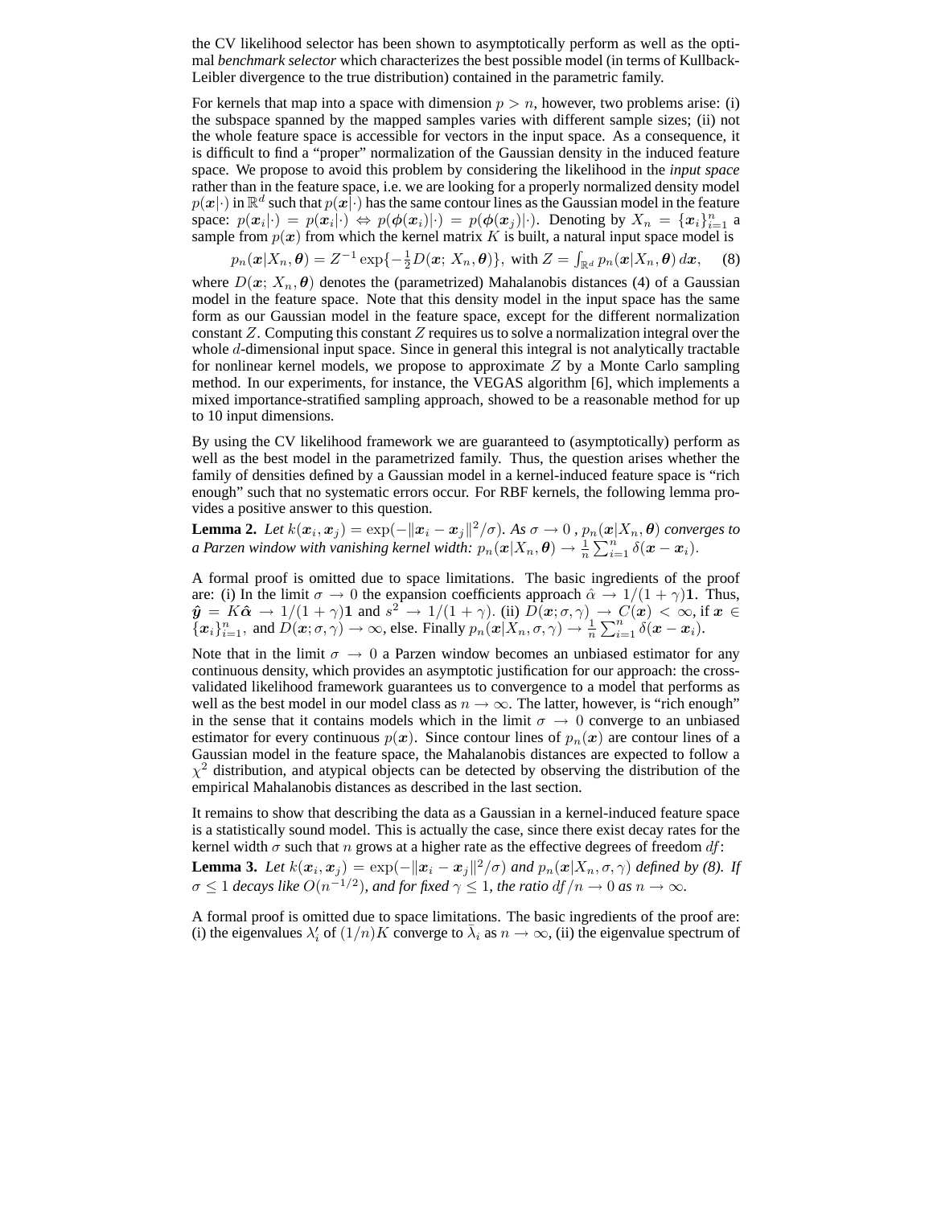the CV likelihood selector has been shown to asymptotically perform as well as the optimal *benchmark selector* which characterizes the best possible model (in terms of Kullback-Leibler divergence to the true distribution) contained in the parametric family.

For kernels that map into a space with dimension $p > n$, however, two problems arise: (i) the subspace spanned by the mapped samples varies with different sample sizes; (ii) not the whole feature space is accessible for vectors in the input space. As a consequence, it is difficult to find a "proper" normalization of the Gaussian density in the induced feature space. We propose to avoid this problem by considering the likelihood in the *input space* rather than in the feature space, i.e. we are looking for a properly normalized density model $p(\boldsymbol{x}|\cdot)$ in $\mathbb{R}^d$ such that $p(\boldsymbol{x}|\cdot)$ has the same contour lines as the Gaussian model in the feature space: $p(\boldsymbol{x}_i|\cdot) = p(\boldsymbol{x}_i|\cdot) \Leftrightarrow p(\boldsymbol{\phi}(\boldsymbol{x}_i)|\cdot) = p(\boldsymbol{\phi}(\boldsymbol{x}_j)|\cdot)$. Denoting by $X_n = \{\boldsymbol{x}_i\}_{i=1}^n$ a sample from $p(\boldsymbol{x})$ from which the kernel matrix $K$ is built, a natural input space model is

$$p_n(\boldsymbol{x}|X_n, \boldsymbol{\theta}) = Z^{-1} \exp\{-\tfrac{1}{2} D(\boldsymbol{x};\, X_n, \boldsymbol{\theta})\}, \text{ with } Z = \int_{\mathbb{R}^d} p_n(\boldsymbol{x}|X_n, \boldsymbol{\theta})\, d\boldsymbol{x}, \quad (8)$$

where $D(\boldsymbol{x};\, X_n, \boldsymbol{\theta})$ denotes the (parametrized) Mahalanobis distances (4) of a Gaussian model in the feature space. Note that this density model in the input space has the same form as our Gaussian model in the feature space, except for the different normalization constant $Z$. Computing this constant $Z$ requires us to solve a normalization integral over the whole $d$-dimensional input space. Since in general this integral is not analytically tractable for nonlinear kernel models, we propose to approximate $Z$ by a Monte Carlo sampling method. In our experiments, for instance, the VEGAS algorithm [6], which implements a mixed importance-stratified sampling approach, showed to be a reasonable method for up to 10 input dimensions.

By using the CV likelihood framework we are guaranteed to (asymptotically) perform as well as the best model in the parametrized family. Thus, the question arises whether the family of densities defined by a Gaussian model in a kernel-induced feature space is "rich enough" such that no systematic errors occur. For RBF kernels, the following lemma provides a positive answer to this question.

**Lemma 2.** *Let $k(\boldsymbol{x}_i, \boldsymbol{x}_j) = \exp(-\|\boldsymbol{x}_i - \boldsymbol{x}_j\|^2/\sigma)$. As $\sigma \to 0$ , $p_n(\boldsymbol{x}|X_n, \boldsymbol{\theta})$ converges to a Parzen window with vanishing kernel width: $p_n(\boldsymbol{x}|X_n, \boldsymbol{\theta}) \to \frac{1}{n}\sum_{i=1}^n \delta(\boldsymbol{x} - \boldsymbol{x}_i)$.*

A formal proof is omitted due to space limitations. The basic ingredients of the proof are: (i) In the limit $\sigma \to 0$ the expansion coefficients approach $\hat{\alpha} \to 1/(1+\gamma)\mathbf{1}$. Thus, $\hat{\boldsymbol{y}} = K\hat{\boldsymbol{\alpha}} \to 1/(1+\gamma)\mathbf{1}$ and $s^2 \to 1/(1+\gamma)$. (ii) $D(\boldsymbol{x};\sigma,\gamma) \to C(\boldsymbol{x}) < \infty$, if $\boldsymbol{x} \in \{\boldsymbol{x}_i\}_{i=1}^n$, and $D(\boldsymbol{x};\sigma,\gamma) \to \infty$, else. Finally $p_n(\boldsymbol{x}|X_n,\sigma,\gamma) \to \frac{1}{n}\sum_{i=1}^n \delta(\boldsymbol{x} - \boldsymbol{x}_i)$.

Note that in the limit $\sigma \to 0$ a Parzen window becomes an unbiased estimator for any continuous density, which provides an asymptotic justification for our approach: the cross-validated likelihood framework guarantees us to convergence to a model that performs as well as the best model in our model class as $n \to \infty$. The latter, however, is "rich enough" in the sense that it contains models which in the limit $\sigma \to 0$ converge to an unbiased estimator for every continuous $p(\boldsymbol{x})$. Since contour lines of $p_n(\boldsymbol{x})$ are contour lines of a Gaussian model in the feature space, the Mahalanobis distances are expected to follow a $\chi^2$ distribution, and atypical objects can be detected by observing the distribution of the empirical Mahalanobis distances as described in the last section.

It remains to show that describing the data as a Gaussian in a kernel-induced feature space is a statistically sound model. This is actually the case, since there exist decay rates for the kernel width $\sigma$ such that $n$ grows at a higher rate as the effective degrees of freedom $df$:

**Lemma 3.** *Let $k(\boldsymbol{x}_i, \boldsymbol{x}_j) = \exp(-\|\boldsymbol{x}_i - \boldsymbol{x}_j\|^2/\sigma)$ and $p_n(\boldsymbol{x}|X_n,\sigma,\gamma)$ defined by (8). If $\sigma \le 1$ decays like $O(n^{-1/2})$, and for fixed $\gamma \le 1$, the ratio $df/n \to 0$ as $n \to \infty$.*

A formal proof is omitted due to space limitations. The basic ingredients of the proof are: (i) the eigenvalues $\lambda_i'$ of $(1/n)K$ converge to $\bar{\lambda}_i$ as $n \to \infty$, (ii) the eigenvalue spectrum of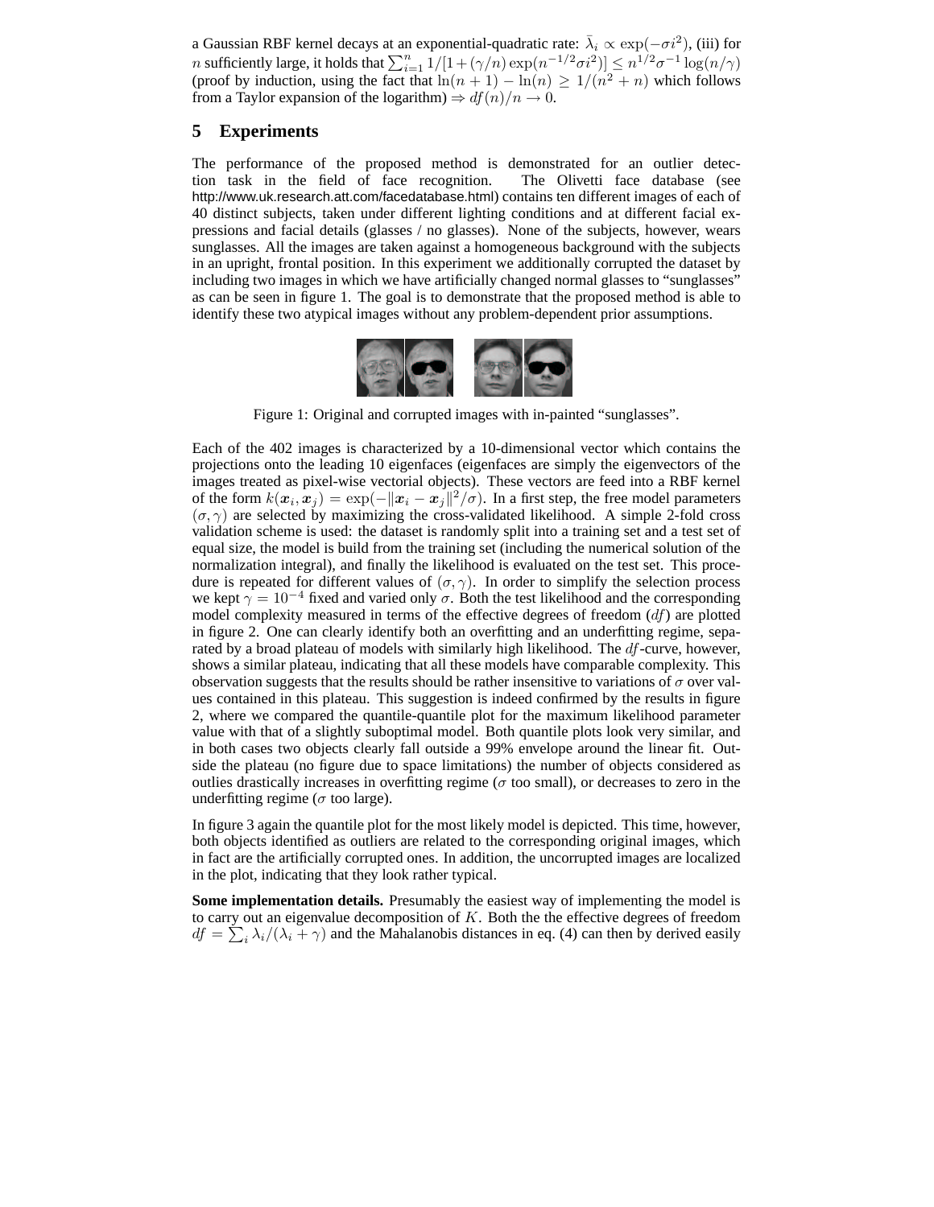a Gaussian RBF kernel decays at an exponential-quadratic rate: $\bar{\lambda}_i \propto \exp(-\sigma i^2)$, (iii) for $n$ sufficiently large, it holds that $\sum_{i=1}^{n} 1/[1+(\gamma/n)\exp(n^{-1/2}\sigma i^2)] \leq n^{1/2}\sigma^{-1}\log(n/\gamma)$ (proof by induction, using the fact that $\ln(n+1) - \ln(n) \geq 1/(n^2+n)$ which follows from a Taylor expansion of the logarithm) $\Rightarrow df(n)/n \to 0$.

## 5 Experiments

The performance of the proposed method is demonstrated for an outlier detection task in the field of face recognition. The Olivetti face database (see http://www.uk.research.att.com/facedatabase.html) contains ten different images of each of 40 distinct subjects, taken under different lighting conditions and at different facial expressions and facial details (glasses / no glasses). None of the subjects, however, wears sunglasses. All the images are taken against a homogeneous background with the subjects in an upright, frontal position. In this experiment we additionally corrupted the dataset by including two images in which we have artificially changed normal glasses to "sunglasses" as can be seen in figure 1. The goal is to demonstrate that the proposed method is able to identify these two atypical images without any problem-dependent prior assumptions.

Figure 1: Original and corrupted images with in-painted "sunglasses".

Each of the 402 images is characterized by a 10-dimensional vector which contains the projections onto the leading 10 eigenfaces (eigenfaces are simply the eigenvectors of the images treated as pixel-wise vectorial objects). These vectors are feed into a RBF kernel of the form $k(\boldsymbol{x}_i, \boldsymbol{x}_j) = \exp(-\|\boldsymbol{x}_i - \boldsymbol{x}_j\|^2/\sigma)$. In a first step, the free model parameters $(\sigma, \gamma)$ are selected by maximizing the cross-validated likelihood. A simple 2-fold cross validation scheme is used: the dataset is randomly split into a training set and a test set of equal size, the model is build from the training set (including the numerical solution of the normalization integral), and finally the likelihood is evaluated on the test set. This procedure is repeated for different values of $(\sigma, \gamma)$. In order to simplify the selection process we kept $\gamma = 10^{-4}$ fixed and varied only $\sigma$. Both the test likelihood and the corresponding model complexity measured in terms of the effective degrees of freedom ($df$) are plotted in figure 2. One can clearly identify both an overfitting and an underfitting regime, separated by a broad plateau of models with similarly high likelihood. The $df$-curve, however, shows a similar plateau, indicating that all these models have comparable complexity. This observation suggests that the results should be rather insensitive to variations of $\sigma$ over values contained in this plateau. This suggestion is indeed confirmed by the results in figure 2, where we compared the quantile-quantile plot for the maximum likelihood parameter value with that of a slightly suboptimal model. Both quantile plots look very similar, and in both cases two objects clearly fall outside a 99% envelope around the linear fit. Outside the plateau (no figure due to space limitations) the number of objects considered as outlies drastically increases in overfitting regime ($\sigma$ too small), or decreases to zero in the underfitting regime ($\sigma$ too large).

In figure 3 again the quantile plot for the most likely model is depicted. This time, however, both objects identified as outliers are related to the corresponding original images, which in fact are the artificially corrupted ones. In addition, the uncorrupted images are localized in the plot, indicating that they look rather typical.

**Some implementation details.** Presumably the easiest way of implementing the model is to carry out an eigenvalue decomposition of $K$. Both the the effective degrees of freedom $df = \sum_i \lambda_i/(\lambda_i + \gamma)$ and the Mahalanobis distances in eq. (4) can then by derived easily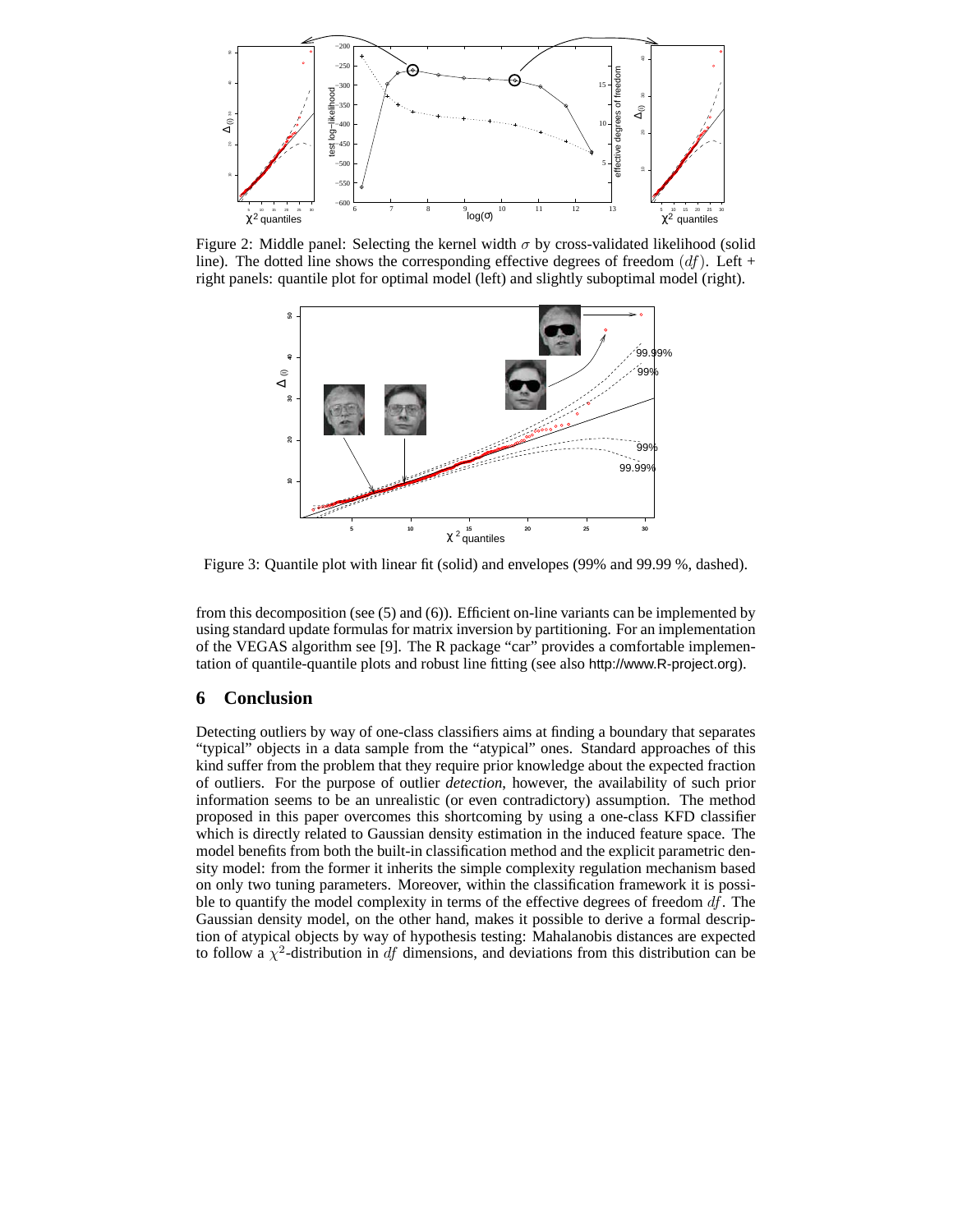Figure 2: Middle panel: Selecting the kernel width $\sigma$ by cross-validated likelihood (solid line). The dotted line shows the corresponding effective degrees of freedom $(df)$. Left + right panels: quantile plot for optimal model (left) and slightly suboptimal model (right).

Figure 3: Quantile plot with linear fit (solid) and envelopes (99% and 99.99 %, dashed).

from this decomposition (see (5) and (6)). Efficient on-line variants can be implemented by using standard update formulas for matrix inversion by partitioning. For an implementation of the VEGAS algorithm see [9]. The R package "car" provides a comfortable implementation of quantile-quantile plots and robust line fitting (see also http://www.R-project.org).

## 6 Conclusion

Detecting outliers by way of one-class classifiers aims at finding a boundary that separates "typical" objects in a data sample from the "atypical" ones. Standard approaches of this kind suffer from the problem that they require prior knowledge about the expected fraction of outliers. For the purpose of outlier *detection*, however, the availability of such prior information seems to be an unrealistic (or even contradictory) assumption. The method proposed in this paper overcomes this shortcoming by using a one-class KFD classifier which is directly related to Gaussian density estimation in the induced feature space. The model benefits from both the built-in classification method and the explicit parametric density model: from the former it inherits the simple complexity regulation mechanism based on only two tuning parameters. Moreover, within the classification framework it is possible to quantify the model complexity in terms of the effective degrees of freedom $df$. The Gaussian density model, on the other hand, makes it possible to derive a formal description of atypical objects by way of hypothesis testing: Mahalanobis distances are expected to follow a $\chi^2$-distribution in $df$ dimensions, and deviations from this distribution can be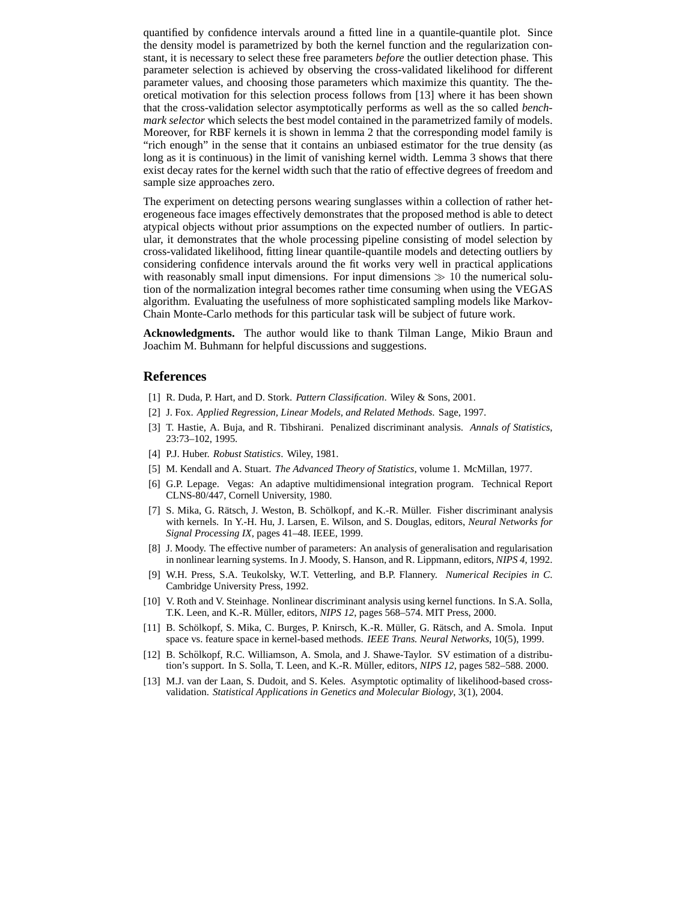quantified by confidence intervals around a fitted line in a quantile-quantile plot. Since the density model is parametrized by both the kernel function and the regularization constant, it is necessary to select these free parameters *before* the outlier detection phase. This parameter selection is achieved by observing the cross-validated likelihood for different parameter values, and choosing those parameters which maximize this quantity. The theoretical motivation for this selection process follows from [13] where it has been shown that the cross-validation selector asymptotically performs as well as the so called *benchmark selector* which selects the best model contained in the parametrized family of models. Moreover, for RBF kernels it is shown in lemma 2 that the corresponding model family is "rich enough" in the sense that it contains an unbiased estimator for the true density (as long as it is continuous) in the limit of vanishing kernel width. Lemma 3 shows that there exist decay rates for the kernel width such that the ratio of effective degrees of freedom and sample size approaches zero.

The experiment on detecting persons wearing sunglasses within a collection of rather heterogeneous face images effectively demonstrates that the proposed method is able to detect atypical objects without prior assumptions on the expected number of outliers. In particular, it demonstrates that the whole processing pipeline consisting of model selection by cross-validated likelihood, fitting linear quantile-quantile models and detecting outliers by considering confidence intervals around the fit works very well in practical applications with reasonably small input dimensions. For input dimensions $\gg 10$ the numerical solution of the normalization integral becomes rather time consuming when using the VEGAS algorithm. Evaluating the usefulness of more sophisticated sampling models like Markov-Chain Monte-Carlo methods for this particular task will be subject of future work.

**Acknowledgments.** The author would like to thank Tilman Lange, Mikio Braun and Joachim M. Buhmann for helpful discussions and suggestions.

## References

[1] R. Duda, P. Hart, and D. Stork. *Pattern Classification*. Wiley & Sons, 2001.

[2] J. Fox. *Applied Regression, Linear Models, and Related Methods*. Sage, 1997.

[3] T. Hastie, A. Buja, and R. Tibshirani. Penalized discriminant analysis. *Annals of Statistics*, 23:73–102, 1995.

[4] P.J. Huber. *Robust Statistics*. Wiley, 1981.

[5] M. Kendall and A. Stuart. *The Advanced Theory of Statistics*, volume 1. McMillan, 1977.

[6] G.P. Lepage. Vegas: An adaptive multidimensional integration program. Technical Report CLNS-80/447, Cornell University, 1980.

[7] S. Mika, G. Rätsch, J. Weston, B. Schölkopf, and K.-R. Müller. Fisher discriminant analysis with kernels. In Y.-H. Hu, J. Larsen, E. Wilson, and S. Douglas, editors, *Neural Networks for Signal Processing IX*, pages 41–48. IEEE, 1999.

[8] J. Moody. The effective number of parameters: An analysis of generalisation and regularisation in nonlinear learning systems. In J. Moody, S. Hanson, and R. Lippmann, editors, *NIPS 4*, 1992.

[9] W.H. Press, S.A. Teukolsky, W.T. Vetterling, and B.P. Flannery. *Numerical Recipies in C*. Cambridge University Press, 1992.

[10] V. Roth and V. Steinhage. Nonlinear discriminant analysis using kernel functions. In S.A. Solla, T.K. Leen, and K.-R. Müller, editors, *NIPS 12*, pages 568–574. MIT Press, 2000.

[11] B. Schölkopf, S. Mika, C. Burges, P. Knirsch, K.-R. Müller, G. Rätsch, and A. Smola. Input space vs. feature space in kernel-based methods. *IEEE Trans. Neural Networks*, 10(5), 1999.

[12] B. Schölkopf, R.C. Williamson, A. Smola, and J. Shawe-Taylor. SV estimation of a distribution's support. In S. Solla, T. Leen, and K.-R. Müller, editors, *NIPS 12*, pages 582–588. 2000.

[13] M.J. van der Laan, S. Dudoit, and S. Keles. Asymptotic optimality of likelihood-based cross-validation. *Statistical Applications in Genetics and Molecular Biology*, 3(1), 2004.